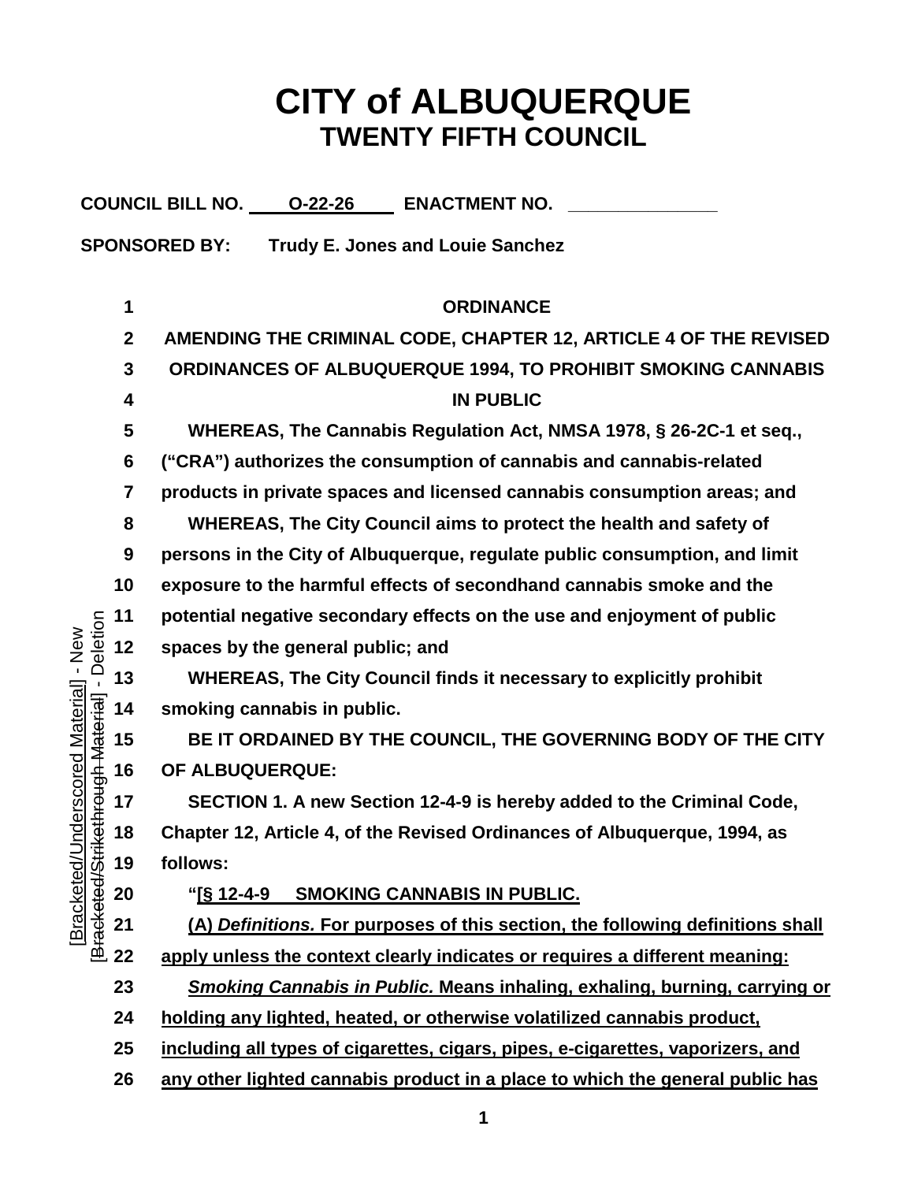# CITY of ALBUQUERQUE
## TWENTY FIFTH COUNCIL

**COUNCIL BILL NO.** O-22-26 **ENACTMENT NO.** _______________

**SPONSORED BY:** Trudy E. Jones and Louie Sanchez

[Bracketed/Underscored Material] - New
[Bracketed/Strikethrough Material] - Deletion

1 **ORDINANCE**

2 **AMENDING THE CRIMINAL CODE, CHAPTER 12, ARTICLE 4 OF THE REVISED**
3 **ORDINANCES OF ALBUQUERQUE 1994, TO PROHIBIT SMOKING CANNABIS**
4 **IN PUBLIC**

5 WHEREAS, The Cannabis Regulation Act, NMSA 1978, § 26-2C-1 et seq.,
6 ("CRA") authorizes the consumption of cannabis and cannabis-related
7 products in private spaces and licensed cannabis consumption areas; and
8 WHEREAS, The City Council aims to protect the health and safety of
9 persons in the City of Albuquerque, regulate public consumption, and limit
10 exposure to the harmful effects of secondhand cannabis smoke and the
11 potential negative secondary effects on the use and enjoyment of public
12 spaces by the general public; and
13 WHEREAS, The City Council finds it necessary to explicitly prohibit
14 smoking cannabis in public.
15 BE IT ORDAINED BY THE COUNCIL, THE GOVERNING BODY OF THE CITY
16 OF ALBUQUERQUE:
17 SECTION 1. A new Section 12-4-9 is hereby added to the Criminal Code,
18 Chapter 12, Article 4, of the Revised Ordinances of Albuquerque, 1994, as
19 follows:
20 "[<u>§ 12-4-9 SMOKING CANNABIS IN PUBLIC.</u>
21 <u>(A) *Definitions.* For purposes of this section, the following definitions shall</u>
22 <u>apply unless the context clearly indicates or requires a different meaning:</u>
23 <u>*Smoking Cannabis in Public.* Means inhaling, exhaling, burning, carrying or</u>
24 <u>holding any lighted, heated, or otherwise volatilized cannabis product,</u>
25 <u>including all types of cigarettes, cigars, pipes, e-cigarettes, vaporizers, and</u>
26 <u>any other lighted cannabis product in a place to which the general public has</u>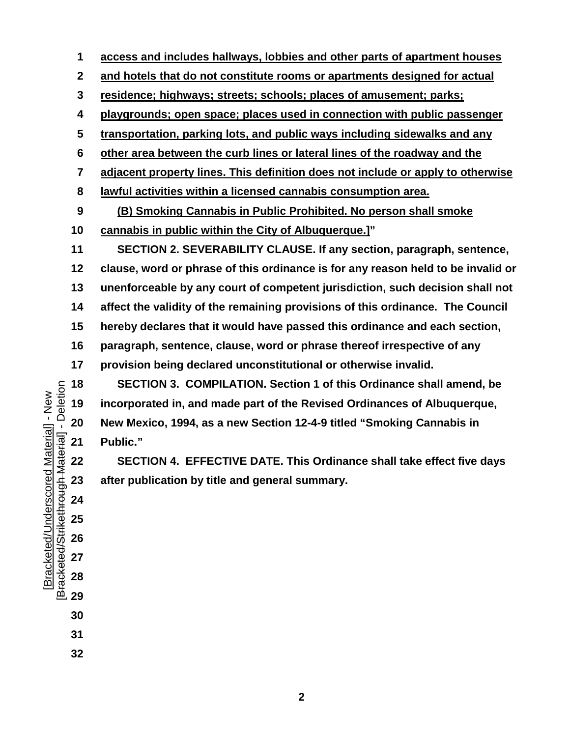access and includes hallways, lobbies and other parts of apartment houses and hotels that do not constitute rooms or apartments designed for actual residence; highways; streets; schools; places of amusement; parks; playgrounds; open space; places used in connection with public passenger transportation, parking lots, and public ways including sidewalks and any other area between the curb lines or lateral lines of the roadway and the adjacent property lines. This definition does not include or apply to otherwise lawful activities within a licensed cannabis consumption area.

(B) Smoking Cannabis in Public Prohibited. No person shall smoke cannabis in public within the City of Albuquerque.]"

**SECTION 2. SEVERABILITY CLAUSE.** If any section, paragraph, sentence, clause, word or phrase of this ordinance is for any reason held to be invalid or unenforceable by any court of competent jurisdiction, such decision shall not affect the validity of the remaining provisions of this ordinance. The Council hereby declares that it would have passed this ordinance and each section, paragraph, sentence, clause, word or phrase thereof irrespective of any provision being declared unconstitutional or otherwise invalid.

**SECTION 3. COMPILATION.** Section 1 of this Ordinance shall amend, be incorporated in, and made part of the Revised Ordinances of Albuquerque, New Mexico, 1994, as a new Section 12-4-9 titled "Smoking Cannabis in Public."

**SECTION 4. EFFECTIVE DATE.** This Ordinance shall take effect five days after publication by title and general summary.

[Bracketed/Underscored Material] - New
[Bracketed/Strikethrough Material] - Deletion